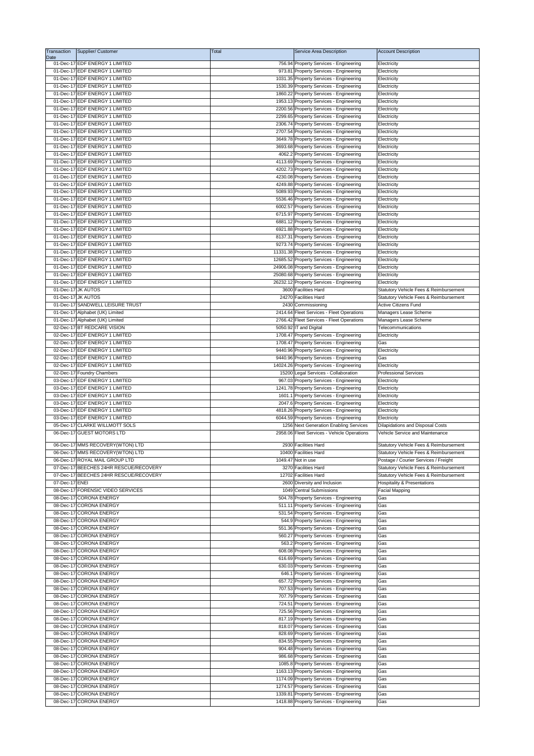| Transaction Date | Supplier/ Customer | Total | Service Area Description | Account Description |
|---|---|---|---|---|
| 01-Dec-17 | EDF ENERGY 1 LIMITED | 756.94 | Property Services - Engineering | Electricity |
| 01-Dec-17 | EDF ENERGY 1 LIMITED | 973.81 | Property Services - Engineering | Electricity |
| 01-Dec-17 | EDF ENERGY 1 LIMITED | 1031.35 | Property Services - Engineering | Electricity |
| 01-Dec-17 | EDF ENERGY 1 LIMITED | 1530.39 | Property Services - Engineering | Electricity |
| 01-Dec-17 | EDF ENERGY 1 LIMITED | 1860.22 | Property Services - Engineering | Electricity |
| 01-Dec-17 | EDF ENERGY 1 LIMITED | 1953.13 | Property Services - Engineering | Electricity |
| 01-Dec-17 | EDF ENERGY 1 LIMITED | 2200.56 | Property Services - Engineering | Electricity |
| 01-Dec-17 | EDF ENERGY 1 LIMITED | 2299.65 | Property Services - Engineering | Electricity |
| 01-Dec-17 | EDF ENERGY 1 LIMITED | 2306.74 | Property Services - Engineering | Electricity |
| 01-Dec-17 | EDF ENERGY 1 LIMITED | 2707.54 | Property Services - Engineering | Electricity |
| 01-Dec-17 | EDF ENERGY 1 LIMITED | 3649.78 | Property Services - Engineering | Electricity |
| 01-Dec-17 | EDF ENERGY 1 LIMITED | 3693.68 | Property Services - Engineering | Electricity |
| 01-Dec-17 | EDF ENERGY 1 LIMITED | 4062.2 | Property Services - Engineering | Electricity |
| 01-Dec-17 | EDF ENERGY 1 LIMITED | 4113.69 | Property Services - Engineering | Electricity |
| 01-Dec-17 | EDF ENERGY 1 LIMITED | 4202.73 | Property Services - Engineering | Electricity |
| 01-Dec-17 | EDF ENERGY 1 LIMITED | 4230.08 | Property Services - Engineering | Electricity |
| 01-Dec-17 | EDF ENERGY 1 LIMITED | 4249.88 | Property Services - Engineering | Electricity |
| 01-Dec-17 | EDF ENERGY 1 LIMITED | 5089.93 | Property Services - Engineering | Electricity |
| 01-Dec-17 | EDF ENERGY 1 LIMITED | 5536.46 | Property Services - Engineering | Electricity |
| 01-Dec-17 | EDF ENERGY 1 LIMITED | 6002.57 | Property Services - Engineering | Electricity |
| 01-Dec-17 | EDF ENERGY 1 LIMITED | 6715.97 | Property Services - Engineering | Electricity |
| 01-Dec-17 | EDF ENERGY 1 LIMITED | 6881.12 | Property Services - Engineering | Electricity |
| 01-Dec-17 | EDF ENERGY 1 LIMITED | 6921.88 | Property Services - Engineering | Electricity |
| 01-Dec-17 | EDF ENERGY 1 LIMITED | 8137.31 | Property Services - Engineering | Electricity |
| 01-Dec-17 | EDF ENERGY 1 LIMITED | 9273.74 | Property Services - Engineering | Electricity |
| 01-Dec-17 | EDF ENERGY 1 LIMITED | 11331.38 | Property Services - Engineering | Electricity |
| 01-Dec-17 | EDF ENERGY 1 LIMITED | 12685.52 | Property Services - Engineering | Electricity |
| 01-Dec-17 | EDF ENERGY 1 LIMITED | 24906.08 | Property Services - Engineering | Electricity |
| 01-Dec-17 | EDF ENERGY 1 LIMITED | 25080.68 | Property Services - Engineering | Electricity |
| 01-Dec-17 | EDF ENERGY 1 LIMITED | 26232.12 | Property Services - Engineering | Electricity |
| 01-Dec-17 | JK AUTOS | 3600 | Facilities Hard | Statutory Vehicle Fees & Reimbursement |
| 01-Dec-17 | JK AUTOS | 24270 | Facilities Hard | Statutory Vehicle Fees & Reimbursement |
| 01-Dec-17 | SANDWELL LEISURE TRUST | 2430 | Commissioning | Active Citizens Fund |
| 01-Dec-17 | Alphabet (UK) Limited | 2414.64 | Fleet Services - Fleet Operations | Managers Lease Scheme |
| 01-Dec-17 | Alphabet (UK) Limited | 2766.42 | Fleet Services - Fleet Operations | Managers Lease Scheme |
| 02-Dec-17 | BT REDCARE VISION | 5050.92 | IT and Digital | Telecommunications |
| 02-Dec-17 | EDF ENERGY 1 LIMITED | 1708.47 | Property Services - Engineering | Electricity |
| 02-Dec-17 | EDF ENERGY 1 LIMITED | 1708.47 | Property Services - Engineering | Gas |
| 02-Dec-17 | EDF ENERGY 1 LIMITED | 9440.96 | Property Services - Engineering | Electricity |
| 02-Dec-17 | EDF ENERGY 1 LIMITED | 9440.96 | Property Services - Engineering | Gas |
| 02-Dec-17 | EDF ENERGY 1 LIMITED | 14024.26 | Property Services - Engineering | Electricity |
| 02-Dec-17 | Foundry Chambers | 15200 | Legal Services - Collaboration | Professional Services |
| 03-Dec-17 | EDF ENERGY 1 LIMITED | 967.03 | Property Services - Engineering | Electricity |
| 03-Dec-17 | EDF ENERGY 1 LIMITED | 1241.78 | Property Services - Engineering | Electricity |
| 03-Dec-17 | EDF ENERGY 1 LIMITED | 1601.1 | Property Services - Engineering | Electricity |
| 03-Dec-17 | EDF ENERGY 1 LIMITED | 2047.6 | Property Services - Engineering | Electricity |
| 03-Dec-17 | EDF ENERGY 1 LIMITED | 4818.26 | Property Services - Engineering | Electricity |
| 03-Dec-17 | EDF ENERGY 1 LIMITED | 6044.59 | Property Services - Engineering | Electricity |
| 05-Dec-17 | CLARKE WILLMOTT SOLS | 1256 | Next Generation Enabling Services | Dilapidations and Disposal Costs |
| 06-Dec-17 | GUEST MOTORS LTD | 2958.06 | Fleet Services - Vehicle Operations | Vehicle Service and Maintenance |
| 06-Dec-17 | MMS RECOVERY(WTON) LTD | 2930 | Facilities Hard | Statutory Vehicle Fees & Reimbursement |
| 06-Dec-17 | MMS RECOVERY(WTON) LTD | 10400 | Facilities Hard | Statutory Vehicle Fees & Reimbursement |
| 06-Dec-17 | ROYAL MAIL GROUP LTD | 1049.47 | Not in use | Postage / Courier Services / Freight |
| 07-Dec-17 | BEECHES 24HR RESCUE/RECOVERY | 3270 | Facilities Hard | Statutory Vehicle Fees & Reimbursement |
| 07-Dec-17 | BEECHES 24HR RESCUE/RECOVERY | 12702 | Facilities Hard | Statutory Vehicle Fees & Reimbursement |
| 07-Dec-17 | ENEI | 2600 | Diversity and Inclusion | Hospitality & Presentations |
| 08-Dec-17 | FORENSIC VIDEO SERVICES | 1049 | Central Submissions | Facial Mapping |
| 08-Dec-17 | CORONA ENERGY | 504.78 | Property Services - Engineering | Gas |
| 08-Dec-17 | CORONA ENERGY | 511.11 | Property Services - Engineering | Gas |
| 08-Dec-17 | CORONA ENERGY | 531.54 | Property Services - Engineering | Gas |
| 08-Dec-17 | CORONA ENERGY | 544.9 | Property Services - Engineering | Gas |
| 08-Dec-17 | CORONA ENERGY | 551.36 | Property Services - Engineering | Gas |
| 08-Dec-17 | CORONA ENERGY | 560.27 | Property Services - Engineering | Gas |
| 08-Dec-17 | CORONA ENERGY | 563.2 | Property Services - Engineering | Gas |
| 08-Dec-17 | CORONA ENERGY | 608.08 | Property Services - Engineering | Gas |
| 08-Dec-17 | CORONA ENERGY | 616.69 | Property Services - Engineering | Gas |
| 08-Dec-17 | CORONA ENERGY | 630.03 | Property Services - Engineering | Gas |
| 08-Dec-17 | CORONA ENERGY | 646.1 | Property Services - Engineering | Gas |
| 08-Dec-17 | CORONA ENERGY | 657.72 | Property Services - Engineering | Gas |
| 08-Dec-17 | CORONA ENERGY | 707.53 | Property Services - Engineering | Gas |
| 08-Dec-17 | CORONA ENERGY | 707.79 | Property Services - Engineering | Gas |
| 08-Dec-17 | CORONA ENERGY | 724.51 | Property Services - Engineering | Gas |
| 08-Dec-17 | CORONA ENERGY | 725.56 | Property Services - Engineering | Gas |
| 08-Dec-17 | CORONA ENERGY | 817.19 | Property Services - Engineering | Gas |
| 08-Dec-17 | CORONA ENERGY | 818.07 | Property Services - Engineering | Gas |
| 08-Dec-17 | CORONA ENERGY | 828.69 | Property Services - Engineering | Gas |
| 08-Dec-17 | CORONA ENERGY | 834.55 | Property Services - Engineering | Gas |
| 08-Dec-17 | CORONA ENERGY | 904.48 | Property Services - Engineering | Gas |
| 08-Dec-17 | CORONA ENERGY | 986.68 | Property Services - Engineering | Gas |
| 08-Dec-17 | CORONA ENERGY | 1085.8 | Property Services - Engineering | Gas |
| 08-Dec-17 | CORONA ENERGY | 1163.13 | Property Services - Engineering | Gas |
| 08-Dec-17 | CORONA ENERGY | 1174.09 | Property Services - Engineering | Gas |
| 08-Dec-17 | CORONA ENERGY | 1274.57 | Property Services - Engineering | Gas |
| 08-Dec-17 | CORONA ENERGY | 1339.81 | Property Services - Engineering | Gas |
| 08-Dec-17 | CORONA ENERGY | 1418.88 | Property Services - Engineering | Gas |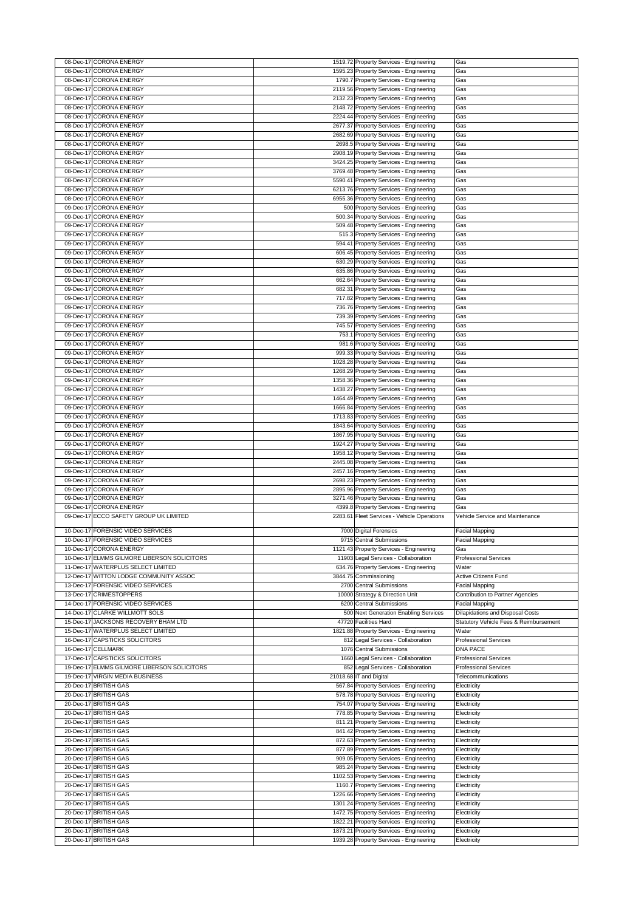| | | | | |
|---|---|---|---|---|
| 08-Dec-17 | CORONA ENERGY | 1519.72 | Property Services - Engineering | Gas |
| 08-Dec-17 | CORONA ENERGY | 1595.23 | Property Services - Engineering | Gas |
| 08-Dec-17 | CORONA ENERGY | 1790.7 | Property Services - Engineering | Gas |
| 08-Dec-17 | CORONA ENERGY | 2119.56 | Property Services - Engineering | Gas |
| 08-Dec-17 | CORONA ENERGY | 2132.23 | Property Services - Engineering | Gas |
| 08-Dec-17 | CORONA ENERGY | 2148.72 | Property Services - Engineering | Gas |
| 08-Dec-17 | CORONA ENERGY | 2224.44 | Property Services - Engineering | Gas |
| 08-Dec-17 | CORONA ENERGY | 2677.37 | Property Services - Engineering | Gas |
| 08-Dec-17 | CORONA ENERGY | 2682.69 | Property Services - Engineering | Gas |
| 08-Dec-17 | CORONA ENERGY | 2698.5 | Property Services - Engineering | Gas |
| 08-Dec-17 | CORONA ENERGY | 2908.19 | Property Services - Engineering | Gas |
| 08-Dec-17 | CORONA ENERGY | 3424.25 | Property Services - Engineering | Gas |
| 08-Dec-17 | CORONA ENERGY | 3769.48 | Property Services - Engineering | Gas |
| 08-Dec-17 | CORONA ENERGY | 5590.41 | Property Services - Engineering | Gas |
| 08-Dec-17 | CORONA ENERGY | 6213.76 | Property Services - Engineering | Gas |
| 08-Dec-17 | CORONA ENERGY | 6955.36 | Property Services - Engineering | Gas |
| 09-Dec-17 | CORONA ENERGY | 500 | Property Services - Engineering | Gas |
| 09-Dec-17 | CORONA ENERGY | 500.34 | Property Services - Engineering | Gas |
| 09-Dec-17 | CORONA ENERGY | 509.48 | Property Services - Engineering | Gas |
| 09-Dec-17 | CORONA ENERGY | 515.3 | Property Services - Engineering | Gas |
| 09-Dec-17 | CORONA ENERGY | 594.41 | Property Services - Engineering | Gas |
| 09-Dec-17 | CORONA ENERGY | 606.45 | Property Services - Engineering | Gas |
| 09-Dec-17 | CORONA ENERGY | 630.29 | Property Services - Engineering | Gas |
| 09-Dec-17 | CORONA ENERGY | 635.86 | Property Services - Engineering | Gas |
| 09-Dec-17 | CORONA ENERGY | 662.64 | Property Services - Engineering | Gas |
| 09-Dec-17 | CORONA ENERGY | 682.31 | Property Services - Engineering | Gas |
| 09-Dec-17 | CORONA ENERGY | 717.82 | Property Services - Engineering | Gas |
| 09-Dec-17 | CORONA ENERGY | 736.76 | Property Services - Engineering | Gas |
| 09-Dec-17 | CORONA ENERGY | 739.39 | Property Services - Engineering | Gas |
| 09-Dec-17 | CORONA ENERGY | 745.57 | Property Services - Engineering | Gas |
| 09-Dec-17 | CORONA ENERGY | 753.1 | Property Services - Engineering | Gas |
| 09-Dec-17 | CORONA ENERGY | 981.6 | Property Services - Engineering | Gas |
| 09-Dec-17 | CORONA ENERGY | 999.33 | Property Services - Engineering | Gas |
| 09-Dec-17 | CORONA ENERGY | 1028.28 | Property Services - Engineering | Gas |
| 09-Dec-17 | CORONA ENERGY | 1268.29 | Property Services - Engineering | Gas |
| 09-Dec-17 | CORONA ENERGY | 1358.36 | Property Services - Engineering | Gas |
| 09-Dec-17 | CORONA ENERGY | 1438.27 | Property Services - Engineering | Gas |
| 09-Dec-17 | CORONA ENERGY | 1464.49 | Property Services - Engineering | Gas |
| 09-Dec-17 | CORONA ENERGY | 1666.84 | Property Services - Engineering | Gas |
| 09-Dec-17 | CORONA ENERGY | 1713.83 | Property Services - Engineering | Gas |
| 09-Dec-17 | CORONA ENERGY | 1843.64 | Property Services - Engineering | Gas |
| 09-Dec-17 | CORONA ENERGY | 1867.95 | Property Services - Engineering | Gas |
| 09-Dec-17 | CORONA ENERGY | 1924.27 | Property Services - Engineering | Gas |
| 09-Dec-17 | CORONA ENERGY | 1958.12 | Property Services - Engineering | Gas |
| 09-Dec-17 | CORONA ENERGY | 2445.08 | Property Services - Engineering | Gas |
| 09-Dec-17 | CORONA ENERGY | 2457.16 | Property Services - Engineering | Gas |
| 09-Dec-17 | CORONA ENERGY | 2698.23 | Property Services - Engineering | Gas |
| 09-Dec-17 | CORONA ENERGY | 2895.96 | Property Services - Engineering | Gas |
| 09-Dec-17 | CORONA ENERGY | 3271.46 | Property Services - Engineering | Gas |
| 09-Dec-17 | CORONA ENERGY | 4399.8 | Property Services - Engineering | Gas |
| 09-Dec-17 | ECCO SAFETY GROUP UK LIMITED | 2283.61 | Fleet Services - Vehicle Operations | Vehicle Service and Maintenance |
| 10-Dec-17 | FORENSIC VIDEO SERVICES | 7000 | Digital Forensics | Facial Mapping |
| 10-Dec-17 | FORENSIC VIDEO SERVICES | 9715 | Central Submissions | Facial Mapping |
| 10-Dec-17 | CORONA ENERGY | 1121.43 | Property Services - Engineering | Gas |
| 10-Dec-17 | ELMMS GILMORE LIBERSON SOLICITORS | 11903 | Legal Services - Collaboration | Professional Services |
| 11-Dec-17 | WATERPLUS SELECT LIMITED | 634.76 | Property Services - Engineering | Water |
| 12-Dec-17 | WITTON LODGE COMMUNITY ASSOC | 3844.75 | Commissioning | Active Citizens Fund |
| 13-Dec-17 | FORENSIC VIDEO SERVICES | 2700 | Central Submissions | Facial Mapping |
| 13-Dec-17 | CRIMESTOPPERS | 10000 | Strategy & Direction Unit | Contribution to Partner Agencies |
| 14-Dec-17 | FORENSIC VIDEO SERVICES | 6200 | Central Submissions | Facial Mapping |
| 14-Dec-17 | CLARKE WILLMOTT SOLS | 500 | Next Generation Enabling Services | Dilapidations and Disposal Costs |
| 15-Dec-17 | JACKSONS RECOVERY BHAM LTD | 47720 | Facilities Hard | Statutory Vehicle Fees & Reimbursement |
| 15-Dec-17 | WATERPLUS SELECT LIMITED | 1821.88 | Property Services - Engineering | Water |
| 16-Dec-17 | CAPSTICKS SOLICITORS | 812 | Legal Services - Collaboration | Professional Services |
| 16-Dec-17 | CELLMARK | 1076 | Central Submissions | DNA PACE |
| 17-Dec-17 | CAPSTICKS SOLICITORS | 1660 | Legal Services - Collaboration | Professional Services |
| 19-Dec-17 | ELMMS GILMORE LIBERSON SOLICITORS | 852 | Legal Services - Collaboration | Professional Services |
| 19-Dec-17 | VIRGIN MEDIA BUSINESS | 21018.68 | IT and Digital | Telecommunications |
| 20-Dec-17 | BRITISH GAS | 567.84 | Property Services - Engineering | Electricity |
| 20-Dec-17 | BRITISH GAS | 578.78 | Property Services - Engineering | Electricity |
| 20-Dec-17 | BRITISH GAS | 754.07 | Property Services - Engineering | Electricity |
| 20-Dec-17 | BRITISH GAS | 778.85 | Property Services - Engineering | Electricity |
| 20-Dec-17 | BRITISH GAS | 811.21 | Property Services - Engineering | Electricity |
| 20-Dec-17 | BRITISH GAS | 841.42 | Property Services - Engineering | Electricity |
| 20-Dec-17 | BRITISH GAS | 872.63 | Property Services - Engineering | Electricity |
| 20-Dec-17 | BRITISH GAS | 877.89 | Property Services - Engineering | Electricity |
| 20-Dec-17 | BRITISH GAS | 909.05 | Property Services - Engineering | Electricity |
| 20-Dec-17 | BRITISH GAS | 985.24 | Property Services - Engineering | Electricity |
| 20-Dec-17 | BRITISH GAS | 1102.53 | Property Services - Engineering | Electricity |
| 20-Dec-17 | BRITISH GAS | 1160.7 | Property Services - Engineering | Electricity |
| 20-Dec-17 | BRITISH GAS | 1226.66 | Property Services - Engineering | Electricity |
| 20-Dec-17 | BRITISH GAS | 1301.24 | Property Services - Engineering | Electricity |
| 20-Dec-17 | BRITISH GAS | 1472.75 | Property Services - Engineering | Electricity |
| 20-Dec-17 | BRITISH GAS | 1822.21 | Property Services - Engineering | Electricity |
| 20-Dec-17 | BRITISH GAS | 1873.21 | Property Services - Engineering | Electricity |
| 20-Dec-17 | BRITISH GAS | 1939.28 | Property Services - Engineering | Electricity |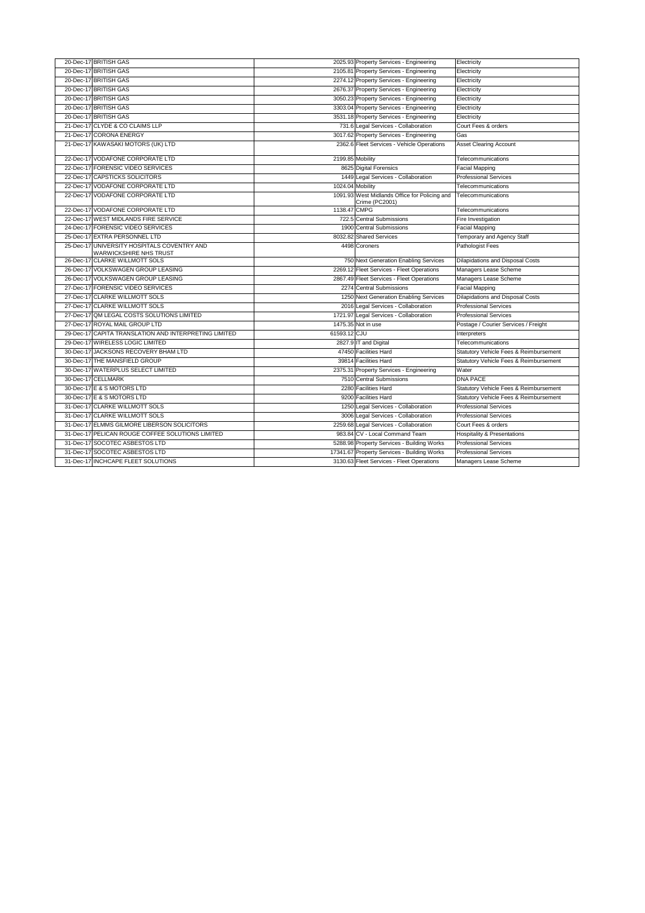| | | | | |
|---|---|---|---|---|
| 20-Dec-17 | BRITISH GAS | 2025.93 | Property Services - Engineering | Electricity |
| 20-Dec-17 | BRITISH GAS | 2105.81 | Property Services - Engineering | Electricity |
| 20-Dec-17 | BRITISH GAS | 2274.12 | Property Services - Engineering | Electricity |
| 20-Dec-17 | BRITISH GAS | 2676.37 | Property Services - Engineering | Electricity |
| 20-Dec-17 | BRITISH GAS | 3050.23 | Property Services - Engineering | Electricity |
| 20-Dec-17 | BRITISH GAS | 3303.04 | Property Services - Engineering | Electricity |
| 20-Dec-17 | BRITISH GAS | 3531.18 | Property Services - Engineering | Electricity |
| 21-Dec-17 | CLYDE & CO CLAIMS LLP | 731.6 | Legal Services - Collaboration | Court Fees & orders |
| 21-Dec-17 | CORONA ENERGY | 3017.62 | Property Services - Engineering | Gas |
| 21-Dec-17 | KAWASAKI MOTORS (UK) LTD | 2362.6 | Fleet Services - Vehicle Operations | Asset Clearing Account |
| 22-Dec-17 | VODAFONE CORPORATE LTD | 2199.85 | Mobility | Telecommunications |
| 22-Dec-17 | FORENSIC VIDEO SERVICES | 8625 | Digital Forensics | Facial Mapping |
| 22-Dec-17 | CAPSTICKS SOLICITORS | 1449 | Legal Services - Collaboration | Professional Services |
| 22-Dec-17 | VODAFONE CORPORATE LTD | 1024.04 | Mobility | Telecommunications |
| 22-Dec-17 | VODAFONE CORPORATE LTD | 1091.93 | West Midlands Office for Policing and Crime (PC2001) | Telecommunications |
| 22-Dec-17 | VODAFONE CORPORATE LTD | 1138.47 | CMPG | Telecommunications |
| 22-Dec-17 | WEST MIDLANDS FIRE SERVICE | 722.5 | Central Submissions | Fire Investigation |
| 24-Dec-17 | FORENSIC VIDEO SERVICES | 1900 | Central Submissions | Facial Mapping |
| 25-Dec-17 | EXTRA PERSONNEL LTD | 8032.82 | Shared Services | Temporary and Agency Staff |
| 25-Dec-17 | UNIVERSITY HOSPITALS COVENTRY AND WARWICKSHIRE NHS TRUST | 4498 | Coroners | Pathologist Fees |
| 26-Dec-17 | CLARKE WILLMOTT SOLS | 750 | Next Generation Enabling Services | Dilapidations and Disposal Costs |
| 26-Dec-17 | VOLKSWAGEN GROUP LEASING | 2269.12 | Fleet Services - Fleet Operations | Managers Lease Scheme |
| 26-Dec-17 | VOLKSWAGEN GROUP LEASING | 2867.49 | Fleet Services - Fleet Operations | Managers Lease Scheme |
| 27-Dec-17 | FORENSIC VIDEO SERVICES | 2274 | Central Submissions | Facial Mapping |
| 27-Dec-17 | CLARKE WILLMOTT SOLS | 1250 | Next Generation Enabling Services | Dilapidations and Disposal Costs |
| 27-Dec-17 | CLARKE WILLMOTT SOLS | 2016 | Legal Services - Collaboration | Professional Services |
| 27-Dec-17 | QM LEGAL COSTS SOLUTIONS LIMITED | 1721.97 | Legal Services - Collaboration | Professional Services |
| 27-Dec-17 | ROYAL MAIL GROUP LTD | 1475.35 | Not in use | Postage / Courier Services / Freight |
| 29-Dec-17 | CAPITA TRANSLATION AND INTERPRETING LIMITED | 61593.12 | CJU | Interpreters |
| 29-Dec-17 | WIRELESS LOGIC LIMITED | 2827.9 | IT and Digital | Telecommunications |
| 30-Dec-17 | JACKSONS RECOVERY BHAM LTD | 47450 | Facilities Hard | Statutory Vehicle Fees & Reimbursement |
| 30-Dec-17 | THE MANSFIELD GROUP | 39814 | Facilities Hard | Statutory Vehicle Fees & Reimbursement |
| 30-Dec-17 | WATERPLUS SELECT LIMITED | 2375.31 | Property Services - Engineering | Water |
| 30-Dec-17 | CELLMARK | 7510 | Central Submissions | DNA PACE |
| 30-Dec-17 | E & S MOTORS LTD | 2280 | Facilities Hard | Statutory Vehicle Fees & Reimbursement |
| 30-Dec-17 | E & S MOTORS LTD | 9200 | Facilities Hard | Statutory Vehicle Fees & Reimbursement |
| 31-Dec-17 | CLARKE WILLMOTT SOLS | 1250 | Legal Services - Collaboration | Professional Services |
| 31-Dec-17 | CLARKE WILLMOTT SOLS | 3006 | Legal Services - Collaboration | Professional Services |
| 31-Dec-17 | ELMMS GILMORE LIBERSON SOLICITORS | 2259.68 | Legal Services - Collaboration | Court Fees & orders |
| 31-Dec-17 | PELICAN ROUGE COFFEE SOLUTIONS LIMITED | 983.84 | CV - Local Command Team | Hospitality & Presentations |
| 31-Dec-17 | SOCOTEC ASBESTOS LTD | 5288.98 | Property Services - Building Works | Professional Services |
| 31-Dec-17 | SOCOTEC ASBESTOS LTD | 17341.67 | Property Services - Building Works | Professional Services |
| 31-Dec-17 | INCHCAPE FLEET SOLUTIONS | 3130.63 | Fleet Services - Fleet Operations | Managers Lease Scheme |